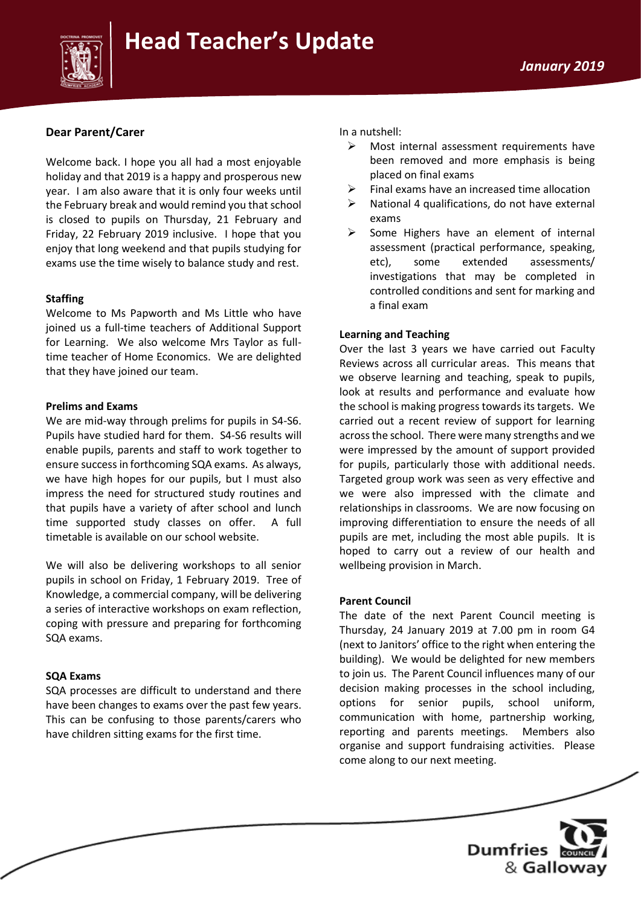# Head Teacher's Update

*January 2019*

**Dear Parent/Carer**

Welcome back. I hope you all had a most enjoyable holiday and that 2019 is a happy and prosperous new year. I am also aware that it is only four weeks until the February break and would remind you that school is closed to pupils on Thursday, 21 February and Friday, 22 February 2019 inclusive. I hope that you enjoy that long weekend and that pupils studying for exams use the time wisely to balance study and rest.

### Staffing

Welcome to Ms Papworth and Ms Little who have joined us a full-time teachers of Additional Support for Learning. We also welcome Mrs Taylor as full-time teacher of Home Economics. We are delighted that they have joined our team.

### Prelims and Exams

We are mid-way through prelims for pupils in S4-S6. Pupils have studied hard for them. S4-S6 results will enable pupils, parents and staff to work together to ensure success in forthcoming SQA exams. As always, we have high hopes for our pupils, but I must also impress the need for structured study routines and that pupils have a variety of after school and lunch time supported study classes on offer. A full timetable is available on our school website.

We will also be delivering workshops to all senior pupils in school on Friday, 1 February 2019. Tree of Knowledge, a commercial company, will be delivering a series of interactive workshops on exam reflection, coping with pressure and preparing for forthcoming SQA exams.

### SQA Exams

SQA processes are difficult to understand and there have been changes to exams over the past few years. This can be confusing to those parents/carers who have children sitting exams for the first time.

In a nutshell:

- Most internal assessment requirements have been removed and more emphasis is being placed on final exams
- Final exams have an increased time allocation
- National 4 qualifications, do not have external exams
- Some Highers have an element of internal assessment (practical performance, speaking, etc), some extended assessments/ investigations that may be completed in controlled conditions and sent for marking and a final exam

### Learning and Teaching

Over the last 3 years we have carried out Faculty Reviews across all curricular areas. This means that we observe learning and teaching, speak to pupils, look at results and performance and evaluate how the school is making progress towards its targets. We carried out a recent review of support for learning across the school. There were many strengths and we were impressed by the amount of support provided for pupils, particularly those with additional needs. Targeted group work was seen as very effective and we were also impressed with the climate and relationships in classrooms. We are now focusing on improving differentiation to ensure the needs of all pupils are met, including the most able pupils. It is hoped to carry out a review of our health and wellbeing provision in March.

### Parent Council

The date of the next Parent Council meeting is Thursday, 24 January 2019 at 7.00 pm in room G4 (next to Janitors' office to the right when entering the building). We would be delighted for new members to join us. The Parent Council influences many of our decision making processes in the school including, options for senior pupils, school uniform, communication with home, partnership working, reporting and parents meetings. Members also organise and support fundraising activities. Please come along to our next meeting.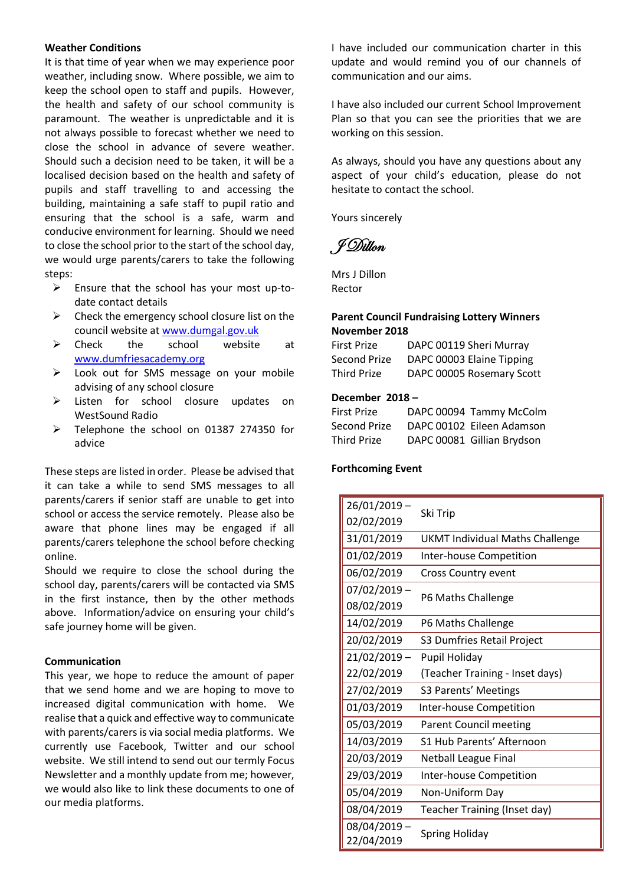**Weather Conditions**

It is that time of year when we may experience poor weather, including snow. Where possible, we aim to keep the school open to staff and pupils. However, the health and safety of our school community is paramount. The weather is unpredictable and it is not always possible to forecast whether we need to close the school in advance of severe weather. Should such a decision need to be taken, it will be a localised decision based on the health and safety of pupils and staff travelling to and accessing the building, maintaining a safe staff to pupil ratio and ensuring that the school is a safe, warm and conducive environment for learning. Should we need to close the school prior to the start of the school day, we would urge parents/carers to take the following steps:

- Ensure that the school has your most up-to-date contact details
- Check the emergency school closure list on the council website at www.dumgal.gov.uk
- Check the school website at www.dumfriesacademy.org
- Look out for SMS message on your mobile advising of any school closure
- Listen for school closure updates on WestSound Radio
- Telephone the school on 01387 274350 for advice

These steps are listed in order. Please be advised that it can take a while to send SMS messages to all parents/carers if senior staff are unable to get into school or access the service remotely. Please also be aware that phone lines may be engaged if all parents/carers telephone the school before checking online.

Should we require to close the school during the school day, parents/carers will be contacted via SMS in the first instance, then by the other methods above. Information/advice on ensuring your child's safe journey home will be given.

**Communication**

This year, we hope to reduce the amount of paper that we send home and we are hoping to move to increased digital communication with home. We realise that a quick and effective way to communicate with parents/carers is via social media platforms. We currently use Facebook, Twitter and our school website. We still intend to send out our termly Focus Newsletter and a monthly update from me; however, we would also like to link these documents to one of our media platforms.

I have included our communication charter in this update and would remind you of our channels of communication and our aims.

I have also included our current School Improvement Plan so that you can see the priorities that we are working on this session.

As always, should you have any questions about any aspect of your child's education, please do not hesitate to contact the school.

Yours sincerely

J Dillon

Mrs J Dillon
Rector

**Parent Council Fundraising Lottery Winners November 2018**

| | |
|---|---|
| First Prize | DAPC 00119 Sheri Murray |
| Second Prize | DAPC 00003 Elaine Tipping |
| Third Prize | DAPC 00005 Rosemary Scott |

**December 2018 –**

| | |
|---|---|
| First Prize | DAPC 00094 Tammy McColm |
| Second Prize | DAPC 00102 Eileen Adamson |
| Third Prize | DAPC 00081 Gillian Brydson |

**Forthcoming Event**

| Date | Event |
|---|---|
| 26/01/2019 – 02/02/2019 | Ski Trip |
| 31/01/2019 | UKMT Individual Maths Challenge |
| 01/02/2019 | Inter-house Competition |
| 06/02/2019 | Cross Country event |
| 07/02/2019 – 08/02/2019 | P6 Maths Challenge |
| 14/02/2019 | P6 Maths Challenge |
| 20/02/2019 | S3 Dumfries Retail Project |
| 21/02/2019 – 22/02/2019 | Pupil Holiday (Teacher Training - Inset days) |
| 27/02/2019 | S3 Parents' Meetings |
| 01/03/2019 | Inter-house Competition |
| 05/03/2019 | Parent Council meeting |
| 14/03/2019 | S1 Hub Parents' Afternoon |
| 20/03/2019 | Netball League Final |
| 29/03/2019 | Inter-house Competition |
| 05/04/2019 | Non-Uniform Day |
| 08/04/2019 | Teacher Training (Inset day) |
| 08/04/2019 – 22/04/2019 | Spring Holiday |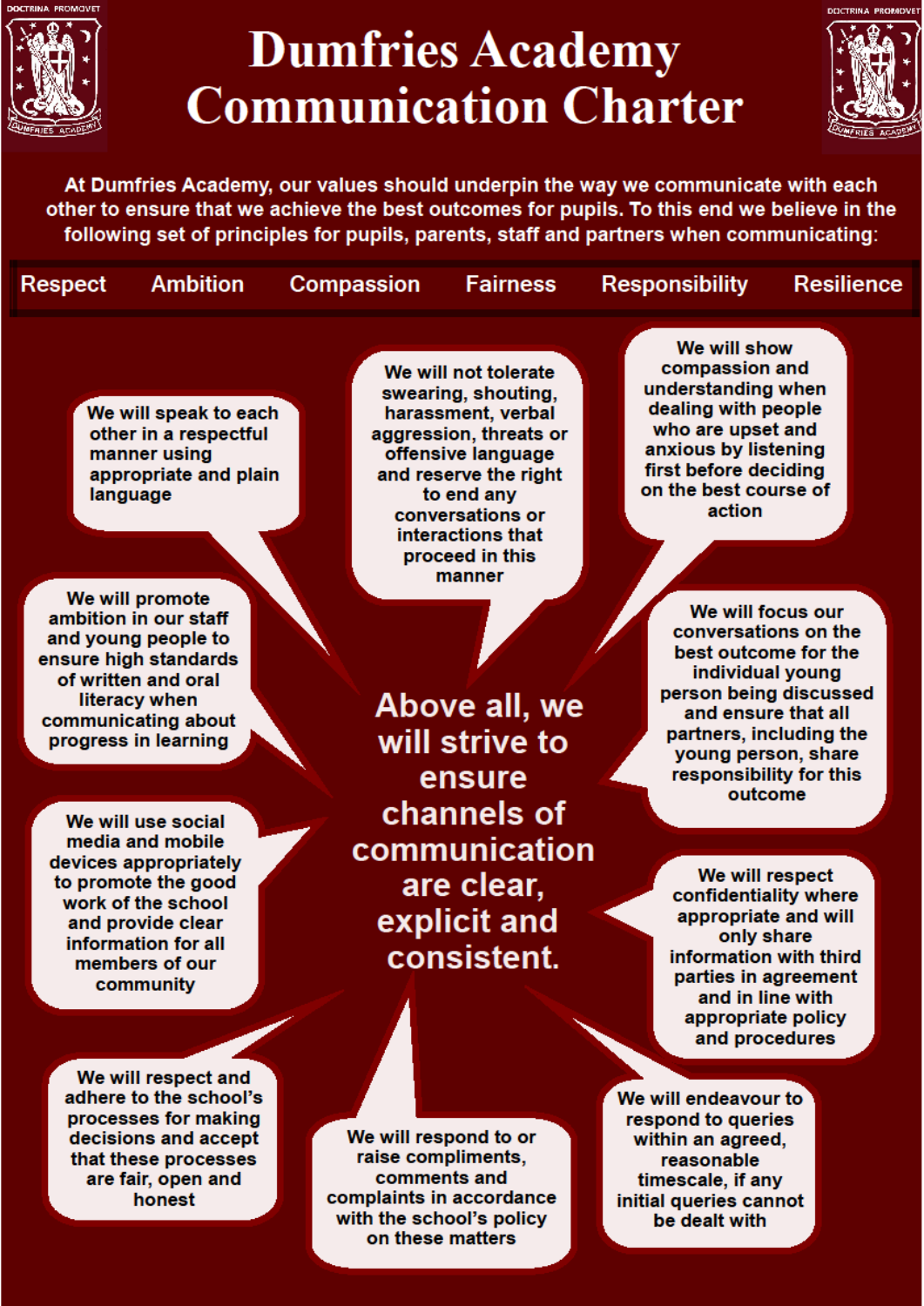# Dumfries Academy Communication Charter

At Dumfries Academy, our values should underpin the way we communicate with each other to ensure that we achieve the best outcomes for pupils. To this end we believe in the following set of principles for pupils, parents, staff and partners when communicating:

**Respect | Ambition | Compassion | Fairness | Responsibility | Resilience**

**Above all, we will strive to ensure channels of communication are clear, explicit and consistent.**

- We will speak to each other in a respectful manner using appropriate and plain language
- We will not tolerate swearing, shouting, harassment, verbal aggression, threats or offensive language and reserve the right to end any conversations or interactions that proceed in this manner
- We will show compassion and understanding when dealing with people who are upset and anxious by listening first before deciding on the best course of action
- We will promote ambition in our staff and young people to ensure high standards of written and oral literacy when communicating about progress in learning
- We will focus our conversations on the best outcome for the individual young person being discussed and ensure that all partners, including the young person, share responsibility for this outcome
- We will use social media and mobile devices appropriately to promote the good work of the school and provide clear information for all members of our community
- We will respect confidentiality where appropriate and will only share information with third parties in agreement and in line with appropriate policy and procedures
- We will respect and adhere to the school's processes for making decisions and accept that these processes are fair, open and honest
- We will respond to or raise compliments, comments and complaints in accordance with the school's policy on these matters
- We will endeavour to respond to queries within an agreed, reasonable timescale, if any initial queries cannot be dealt with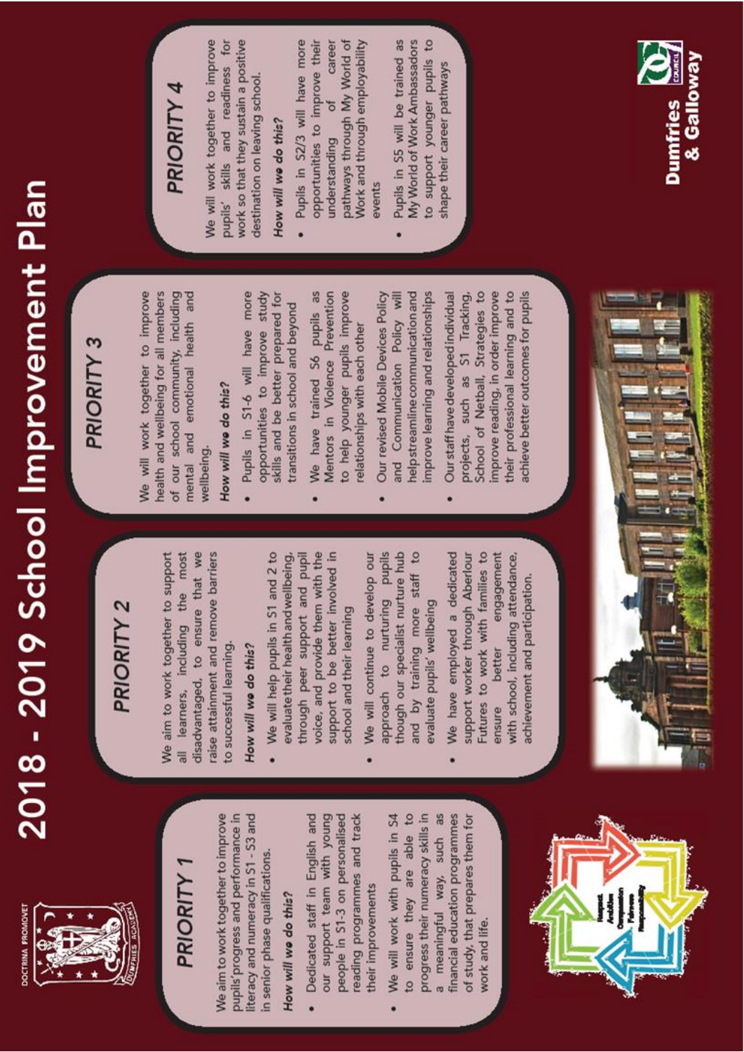DOCTRINA PROMOVET

DUMFRIES ACADEMY

# 2018 - 2019 School Improvement Plan

## PRIORITY 1

We aim to work together to improve pupils' progress and performance in literacy and numeracy in S1 - S3 and in senior phase qualifications.

***How will we do this?***

- Dedicated staff in English and our support team with young people in S1-3 on personalised reading programmes and track their improvements
- We will work with pupils in S4 to ensure they are able to progress their numeracy skills in a meaningful way, such as financial education programmes of study, that prepares them for work and life.

## PRIORITY 2

We aim to work together to support all learners, including the most disadvantaged, to ensure that we raise attainment and remove barriers to successful learning.

***How will we do this?***

- We will help pupils in S1 and 2 to evaluate their health and wellbeing, through peer support and pupil voice, and provide them with the support to be better involved in school and their learning
- We will continue to develop our approach to nurturing pupils though our specialist nurture hub and by training more staff to evaluate pupils' wellbeing
- We have employed a dedicated support worker through Aberlour Futures to work with families to ensure better engagement with school, including attendance, achievement and participation.

## PRIORITY 3

We will work together to improve health and wellbeing for all members of our school community, including mental and emotional health and wellbeing.

***How will we do this?***

- Pupils in S1-6 will have more opportunities to improve study skills and be better prepared for transitions in school and beyond
- We have trained S6 pupils as Mentors in Violence Prevention to help younger pupils improve relationships with each other
- Our revised Mobile Devices Policy and Communication Policy will help streamline communication and improve learning and relationships
- Our staff have developed individual projects, such as S1 Tracking, School of Netball, Strategies to improve reading, in order improve their professional learning and to achieve better outcomes for pupils

## PRIORITY 4

We will work together to improve pupils' skills and readiness for work so that they sustain a positive destination on leaving school.

***How will we do this?***

- Pupils in S2/3 will have more opportunities to improve their understanding of career pathways through My World of Work and through employability events
- Pupils in S5 will be trained as My World of Work Ambassadors to support younger pupils to shape their career pathways

Respect
Ambition
Compassion
Fairness
Responsibility

Dumfries & Galloway COUNCIL